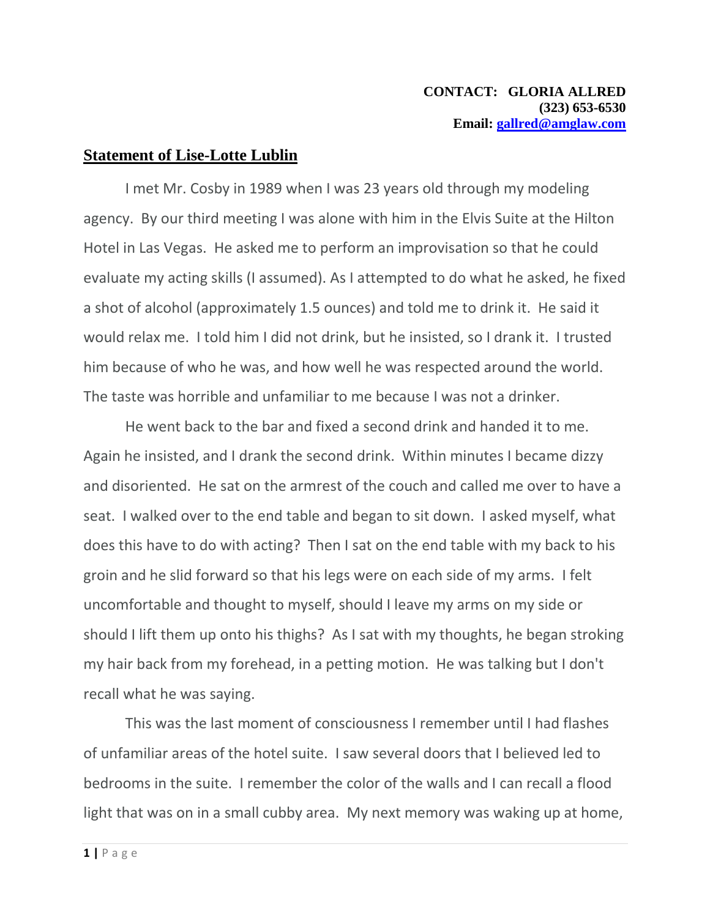**CONTACT: GLORIA ALLRED**
**(323) 653-6530**
**Email: gallred@amglaw.com**

## Statement of Lise-Lotte Lublin

I met Mr. Cosby in 1989 when I was 23 years old through my modeling agency. By our third meeting I was alone with him in the Elvis Suite at the Hilton Hotel in Las Vegas. He asked me to perform an improvisation so that he could evaluate my acting skills (I assumed). As I attempted to do what he asked, he fixed a shot of alcohol (approximately 1.5 ounces) and told me to drink it. He said it would relax me. I told him I did not drink, but he insisted, so I drank it. I trusted him because of who he was, and how well he was respected around the world. The taste was horrible and unfamiliar to me because I was not a drinker.

He went back to the bar and fixed a second drink and handed it to me. Again he insisted, and I drank the second drink. Within minutes I became dizzy and disoriented. He sat on the armrest of the couch and called me over to have a seat. I walked over to the end table and began to sit down. I asked myself, what does this have to do with acting? Then I sat on the end table with my back to his groin and he slid forward so that his legs were on each side of my arms. I felt uncomfortable and thought to myself, should I leave my arms on my side or should I lift them up onto his thighs? As I sat with my thoughts, he began stroking my hair back from my forehead, in a petting motion. He was talking but I don't recall what he was saying.

This was the last moment of consciousness I remember until I had flashes of unfamiliar areas of the hotel suite. I saw several doors that I believed led to bedrooms in the suite. I remember the color of the walls and I can recall a flood light that was on in a small cubby area. My next memory was waking up at home,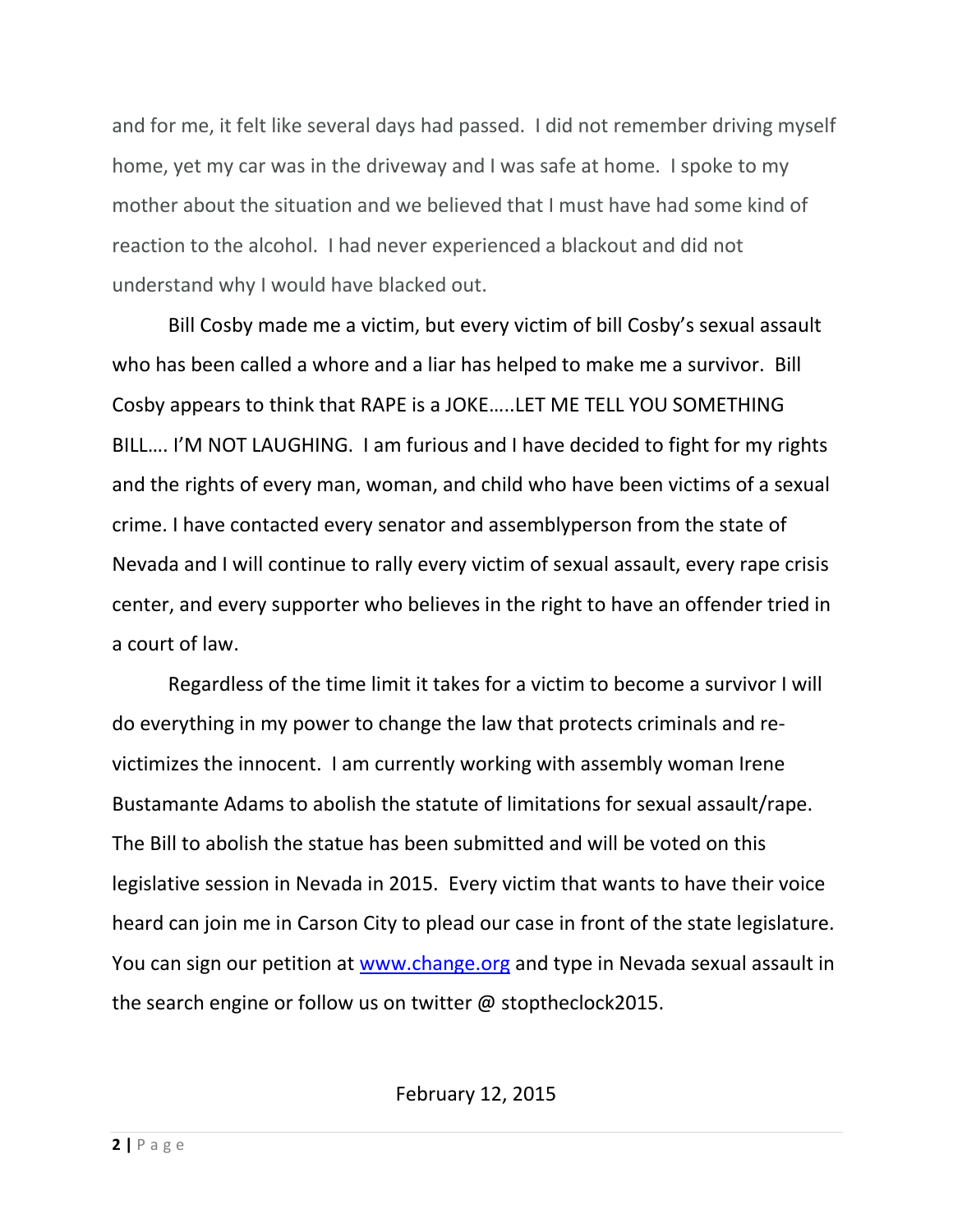and for me, it felt like several days had passed. I did not remember driving myself home, yet my car was in the driveway and I was safe at home. I spoke to my mother about the situation and we believed that I must have had some kind of reaction to the alcohol. I had never experienced a blackout and did not understand why I would have blacked out.

Bill Cosby made me a victim, but every victim of bill Cosby's sexual assault who has been called a whore and a liar has helped to make me a survivor. Bill Cosby appears to think that RAPE is a JOKE…..LET ME TELL YOU SOMETHING BILL…. I'M NOT LAUGHING. I am furious and I have decided to fight for my rights and the rights of every man, woman, and child who have been victims of a sexual crime. I have contacted every senator and assemblyperson from the state of Nevada and I will continue to rally every victim of sexual assault, every rape crisis center, and every supporter who believes in the right to have an offender tried in a court of law.

Regardless of the time limit it takes for a victim to become a survivor I will do everything in my power to change the law that protects criminals and re-victimizes the innocent. I am currently working with assembly woman Irene Bustamante Adams to abolish the statute of limitations for sexual assault/rape. The Bill to abolish the statue has been submitted and will be voted on this legislative session in Nevada in 2015. Every victim that wants to have their voice heard can join me in Carson City to plead our case in front of the state legislature. You can sign our petition at [www.change.org](http://www.change.org) and type in Nevada sexual assault in the search engine or follow us on twitter @ stoptheclock2015.

February 12, 2015